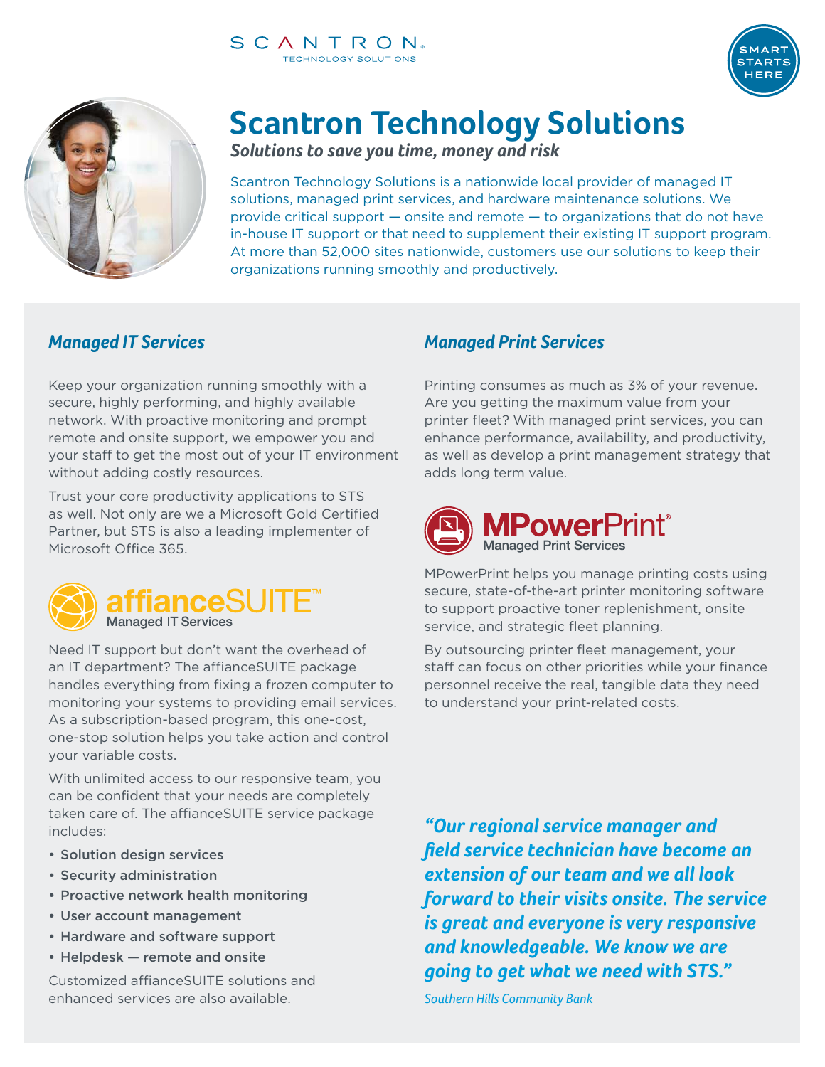SCANTRON
TECHNOLOGY SOLUTIONS

SMART STARTS HERE

# Scantron Technology Solutions

***Solutions to save you time, money and risk***

Scantron Technology Solutions is a nationwide local provider of managed IT solutions, managed print services, and hardware maintenance solutions. We provide critical support — onsite and remote — to organizations that do not have in-house IT support or that need to supplement their existing IT support program. At more than 52,000 sites nationwide, customers use our solutions to keep their organizations running smoothly and productively.

## *Managed IT Services*

Keep your organization running smoothly with a secure, highly performing, and highly available network. With proactive monitoring and prompt remote and onsite support, we empower you and your staff to get the most out of your IT environment without adding costly resources.

Trust your core productivity applications to STS as well. Not only are we a Microsoft Gold Certified Partner, but STS is also a leading implementer of Microsoft Office 365.

**affianceSUITE™**
Managed IT Services

Need IT support but don't want the overhead of an IT department? The affianceSUITE package handles everything from fixing a frozen computer to monitoring your systems to providing email services. As a subscription-based program, this one-cost, one-stop solution helps you take action and control your variable costs.

With unlimited access to our responsive team, you can be confident that your needs are completely taken care of. The affianceSUITE service package includes:

- Solution design services
- Security administration
- Proactive network health monitoring
- User account management
- Hardware and software support
- Helpdesk — remote and onsite

Customized affianceSUITE solutions and enhanced services are also available.

## *Managed Print Services*

Printing consumes as much as 3% of your revenue. Are you getting the maximum value from your printer fleet? With managed print services, you can enhance performance, availability, and productivity, as well as develop a print management strategy that adds long term value.

**MPowerPrint®**
Managed Print Services

MPowerPrint helps you manage printing costs using secure, state-of-the-art printer monitoring software to support proactive toner replenishment, onsite service, and strategic fleet planning.

By outsourcing printer fleet management, your staff can focus on other priorities while your finance personnel receive the real, tangible data they need to understand your print-related costs.

***"Our regional service manager and field service technician have become an extension of our team and we all look forward to their visits onsite. The service is great and everyone is very responsive and knowledgeable. We know we are going to get what we need with STS."***

*Southern Hills Community Bank*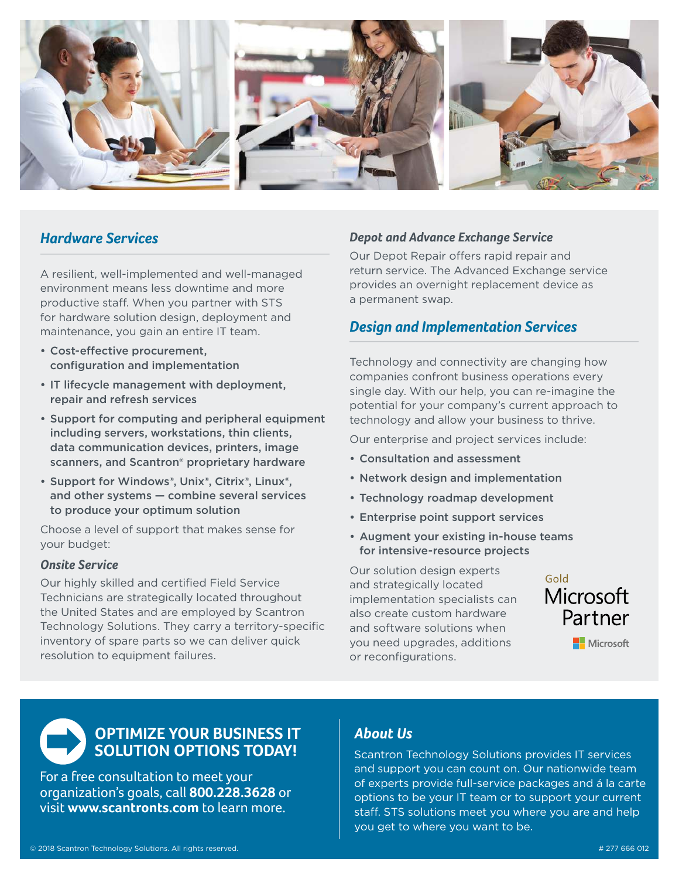## Hardware Services

A resilient, well-implemented and well-managed environment means less downtime and more productive staff. When you partner with STS for hardware solution design, deployment and maintenance, you gain an entire IT team.

- **Cost-effective procurement, configuration and implementation**
- **IT lifecycle management with deployment, repair and refresh services**
- **Support for computing and peripheral equipment including servers, workstations, thin clients, data communication devices, printers, image scanners, and Scantron® proprietary hardware**
- **Support for Windows®, Unix®, Citrix®, Linux®, and other systems — combine several services to produce your optimum solution**

Choose a level of support that makes sense for your budget:

### Onsite Service

Our highly skilled and certified Field Service Technicians are strategically located throughout the United States and are employed by Scantron Technology Solutions. They carry a territory-specific inventory of spare parts so we can deliver quick resolution to equipment failures.

### Depot and Advance Exchange Service

Our Depot Repair offers rapid repair and return service. The Advanced Exchange service provides an overnight replacement device as a permanent swap.

## Design and Implementation Services

Technology and connectivity are changing how companies confront business operations every single day. With our help, you can re-imagine the potential for your company's current approach to technology and allow your business to thrive.

Our enterprise and project services include:

- **Consultation and assessment**
- **Network design and implementation**
- **Technology roadmap development**
- **Enterprise point support services**
- **Augment your existing in-house teams for intensive-resource projects**

Our solution design experts and strategically located implementation specialists can also create custom hardware and software solutions when you need upgrades, additions or reconfigurations.

Gold Microsoft Partner

Microsoft

## OPTIMIZE YOUR BUSINESS IT SOLUTION OPTIONS TODAY!

For a free consultation to meet your organization's goals, call **800.228.3628** or visit **www.scantronts.com** to learn more.

## About Us

Scantron Technology Solutions provides IT services and support you can count on. Our nationwide team of experts provide full-service packages and á la carte options to be your IT team or to support your current staff. STS solutions meet you where you are and help you get to where you want to be.

© 2018 Scantron Technology Solutions. All rights reserved.

# 277 666 012